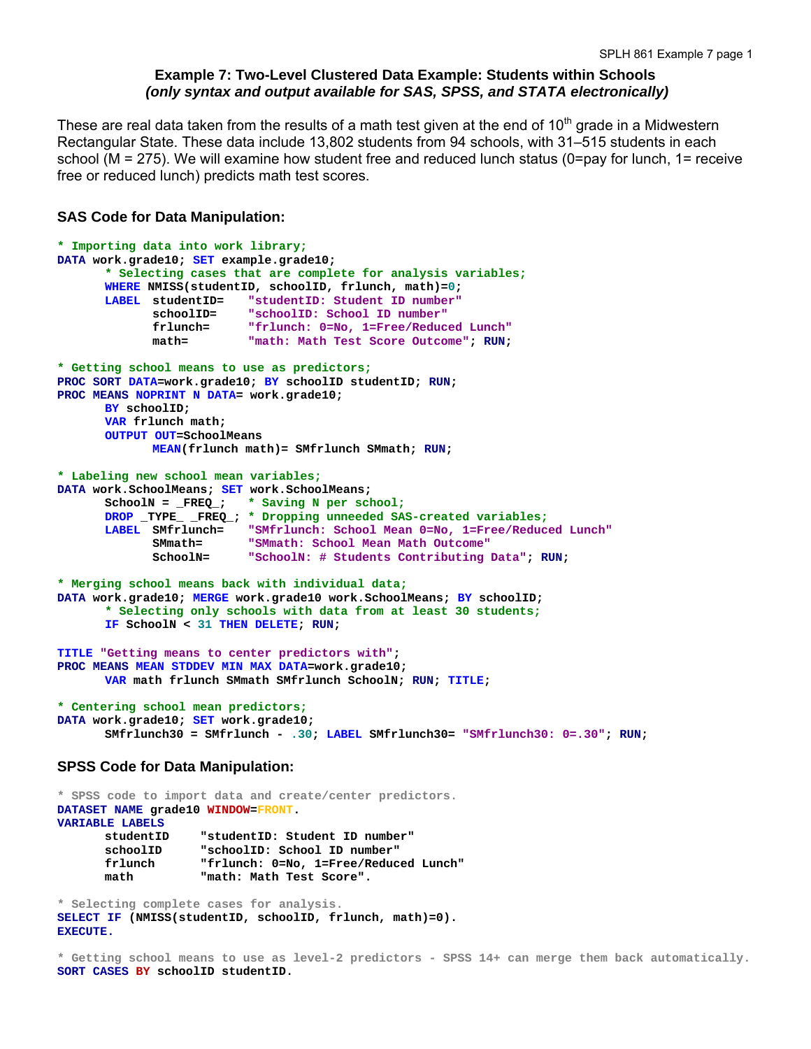# Example 7: Two-Level Clustered Data Example: Students within Schools
### *(only syntax and output available for SAS, SPSS, and STATA electronically)*

These are real data taken from the results of a math test given at the end of 10th grade in a Midwestern Rectangular State. These data include 13,802 students from 94 schools, with 31–515 students in each school (M = 275). We will examine how student free and reduced lunch status (0=pay for lunch, 1= receive free or reduced lunch) predicts math test scores.

## SAS Code for Data Manipulation:

```
* Importing data into work library;
DATA work.grade10; SET example.grade10;
      * Selecting cases that are complete for analysis variables;
      WHERE NMISS(studentID, schoolID, frlunch, math)=0;
      LABEL  studentID=   "studentID: Student ID number"
             schoolID=    "schoolID: School ID number"
             frlunch=     "frlunch: 0=No, 1=Free/Reduced Lunch"
             math=        "math: Math Test Score Outcome"; RUN;

* Getting school means to use as predictors;
PROC SORT DATA=work.grade10; BY schoolID studentID; RUN;
PROC MEANS NOPRINT N DATA= work.grade10;
      BY schoolID;
      VAR frlunch math;
      OUTPUT OUT=SchoolMeans
             MEAN(frlunch math)= SMfrlunch SMmath; RUN;

* Labeling new school mean variables;
DATA work.SchoolMeans; SET work.SchoolMeans;
      SchoolN = _FREQ_;   * Saving N per school;
      DROP _TYPE_ _FREQ_; * Dropping unneeded SAS-created variables;
      LABEL  SMfrlunch=   "SMfrlunch: School Mean 0=No, 1=Free/Reduced Lunch"
             SMmath=      "SMmath: School Mean Math Outcome"
             SchoolN=     "SchoolN: # Students Contributing Data"; RUN;

* Merging school means back with individual data;
DATA work.grade10; MERGE work.grade10 work.SchoolMeans; BY schoolID;
      * Selecting only schools with data from at least 30 students;
      IF SchoolN < 31 THEN DELETE; RUN;

TITLE "Getting means to center predictors with";
PROC MEANS MEAN STDDEV MIN MAX DATA=work.grade10;
      VAR math frlunch SMmath SMfrlunch SchoolN; RUN; TITLE;

* Centering school mean predictors;
DATA work.grade10; SET work.grade10;
      SMfrlunch30 = SMfrlunch - .30; LABEL SMfrlunch30= "SMfrlunch30: 0=.30"; RUN;
```

## SPSS Code for Data Manipulation:

```
* SPSS code to import data and create/center predictors.
DATASET NAME grade10 WINDOW=FRONT.
VARIABLE LABELS
      studentID     "studentID: Student ID number"
      schoolID      "schoolID: School ID number"
      frlunch       "frlunch: 0=No, 1=Free/Reduced Lunch"
      math          "math: Math Test Score".

* Selecting complete cases for analysis.
SELECT IF (NMISS(studentID, schoolID, frlunch, math)=0).
EXECUTE.

* Getting school means to use as level-2 predictors - SPSS 14+ can merge them back automatically.
SORT CASES BY schoolID studentID.
```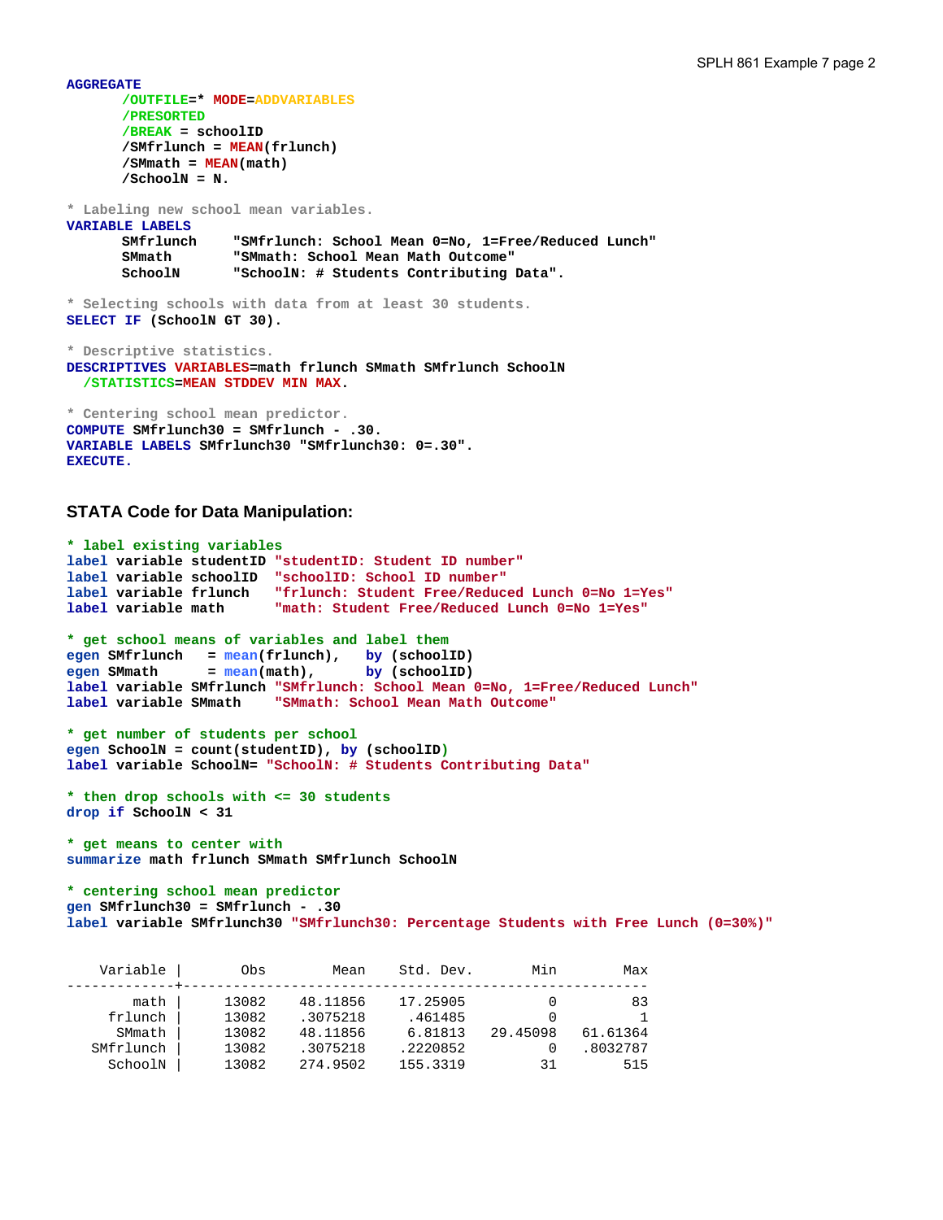```
AGGREGATE
       /OUTFILE=* MODE=ADDVARIABLES
       /PRESORTED
       /BREAK = schoolID
       /SMfrlunch = MEAN(frlunch)
       /SMmath = MEAN(math)
       /SchoolN = N.

* Labeling new school mean variables.
VARIABLE LABELS
       SMfrlunch     "SMfrlunch: School Mean 0=No, 1=Free/Reduced Lunch"
       SMmath        "SMmath: School Mean Math Outcome"
       SchoolN       "SchoolN: # Students Contributing Data".

* Selecting schools with data from at least 30 students.
SELECT IF (SchoolN GT 30).

* Descriptive statistics.
DESCRIPTIVES VARIABLES=math frlunch SMmath SMfrlunch SchoolN
  /STATISTICS=MEAN STDDEV MIN MAX.

* Centering school mean predictor.
COMPUTE SMfrlunch30 = SMfrlunch - .30.
VARIABLE LABELS SMfrlunch30 "SMfrlunch30: 0=.30".
EXECUTE.
```

### STATA Code for Data Manipulation:

```
* label existing variables
label variable studentID "studentID: Student ID number"
label variable schoolID  "schoolID: School ID number"
label variable frlunch   "frlunch: Student Free/Reduced Lunch 0=No 1=Yes"
label variable math      "math: Student Free/Reduced Lunch 0=No 1=Yes"

* get school means of variables and label them
egen SMfrlunch   = mean(frlunch),   by (schoolID)
egen SMmath      = mean(math),      by (schoolID)
label variable SMfrlunch "SMfrlunch: School Mean 0=No, 1=Free/Reduced Lunch"
label variable SMmath    "SMmath: School Mean Math Outcome"

* get number of students per school
egen SchoolN = count(studentID), by (schoolID)
label variable SchoolN= "SchoolN: # Students Contributing Data"

* then drop schools with <= 30 students
drop if SchoolN < 31

* get means to center with
summarize math frlunch SMmath SMfrlunch SchoolN

* centering school mean predictor
gen SMfrlunch30 = SMfrlunch - .30
label variable SMfrlunch30 "SMfrlunch30: Percentage Students with Free Lunch (0=30%)"
```

```
    Variable |       Obs        Mean    Std. Dev.       Min        Max
-------------+--------------------------------------------------------
        math |     13082    48.11856    17.25905          0         83
     frlunch |     13082    .3075218     .461485          0          1
      SMmath |     13082    48.11856     6.81813   29.45098   61.61364
   SMfrlunch |     13082    .3075218    .2220852          0   .8032787
     SchoolN |     13082    274.9502    155.3319         31        515
```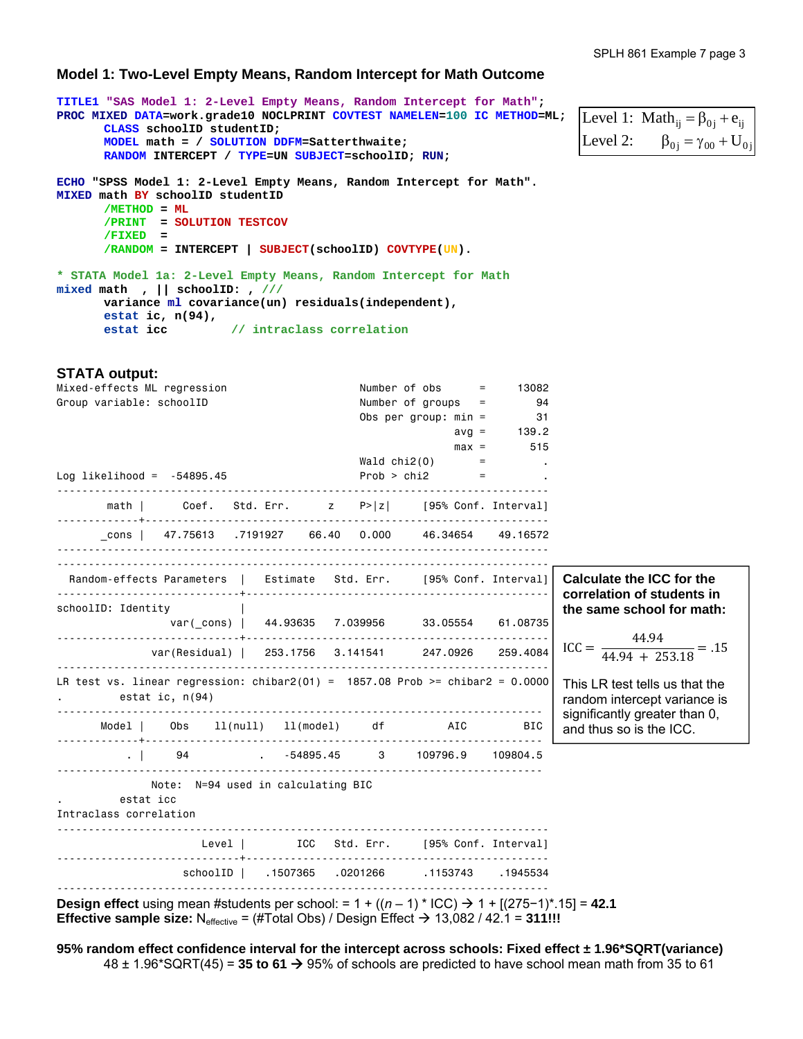### Model 1: Two-Level Empty Means, Random Intercept for Math Outcome

```
TITLE1 "SAS Model 1: 2-Level Empty Means, Random Intercept for Math";
PROC MIXED DATA=work.grade10 NOCLPRINT COVTEST NAMELEN=100 IC METHOD=ML;
      CLASS schoolID studentID;
      MODEL math = / SOLUTION DDFM=Satterthwaite;
      RANDOM INTERCEPT / TYPE=UN SUBJECT=schoolID; RUN;
```

$$\text{Level 1: } \text{Math}_{ij} = \beta_{0j} + e_{ij}$$
$$\text{Level 2: } \beta_{0j} = \gamma_{00} + U_{0j}$$

```
ECHO "SPSS Model 1: 2-Level Empty Means, Random Intercept for Math".
MIXED math BY schoolID studentID
      /METHOD = ML
      /PRINT  = SOLUTION TESTCOV
      /FIXED  =
      /RANDOM = INTERCEPT | SUBJECT(schoolID) COVTYPE(UN).

* STATA Model 1a: 2-Level Empty Means, Random Intercept for Math
mixed math  , || schoolID: , ///
      variance ml covariance(un) residuals(independent),
      estat ic, n(94),
      estat icc          // intraclass correlation
```

### STATA output:

```
Mixed-effects ML regression                     Number of obs      =     13082
Group variable: schoolID                        Number of groups   =        94
                                                Obs per group: min =        31
                                                               avg =     139.2
                                                               max =       515
                                                Wald chi2(0)       =         .
Log likelihood =  -54895.45                     Prob > chi2        =         .
------------------------------------------------------------------------------
        math |      Coef.   Std. Err.      z    P>|z|     [95% Conf. Interval]
-------------+----------------------------------------------------------------
       _cons |   47.75613   .7191927    66.40   0.000     46.34654    49.16572
------------------------------------------------------------------------------
------------------------------------------------------------------------------
  Random-effects Parameters  |   Estimate   Std. Err.     [95% Conf. Interval]
-----------------------------+------------------------------------------------
schoolID: Identity           |
                  var(_cons) |   44.93635   7.039956      33.05554    61.08735
-----------------------------+------------------------------------------------
               var(Residual) |   253.1756   3.141541      247.0926    259.4084
------------------------------------------------------------------------------
LR test vs. linear regression: chibar2(01) =  1857.08 Prob >= chibar2 = 0.0000
.          estat ic, n(94)
-----------------------------------------------------------------------------
       Model |    Obs    ll(null)   ll(model)     df          AIC         BIC
-------------+---------------------------------------------------------------
           . |     94           .   -54895.45      3     109796.9    109804.5
-----------------------------------------------------------------------------
               Note:  N=94 used in calculating BIC
.          estat icc
Intraclass correlation
------------------------------------------------------------------------------
                       Level |        ICC   Std. Err.     [95% Conf. Interval]
-----------------------------+------------------------------------------------
                    schoolID |   .1507365   .0201266      .1153743    .1945534
------------------------------------------------------------------------------
```

**Calculate the ICC for the correlation of students in the same school for math:**

$$\text{ICC} = \frac{44.94}{44.94 + 253.18} = .15$$

This LR test tells us that the random intercept variance is significantly greater than 0, and thus so is the ICC.

**Design effect** using mean #students per school: = 1 + ((*n* – 1) * ICC) → 1 + [(275−1)*.15] = **42.1**
**Effective sample size:** $N_{effective}$ = (#Total Obs) / Design Effect → 13,082 / 42.1 = **311!!!**

**95% random effect confidence interval for the intercept across schools: Fixed effect ± 1.96*SQRT(variance)**
48 ± 1.96*SQRT(45) = **35 to 61** → 95% of schools are predicted to have school mean math from 35 to 61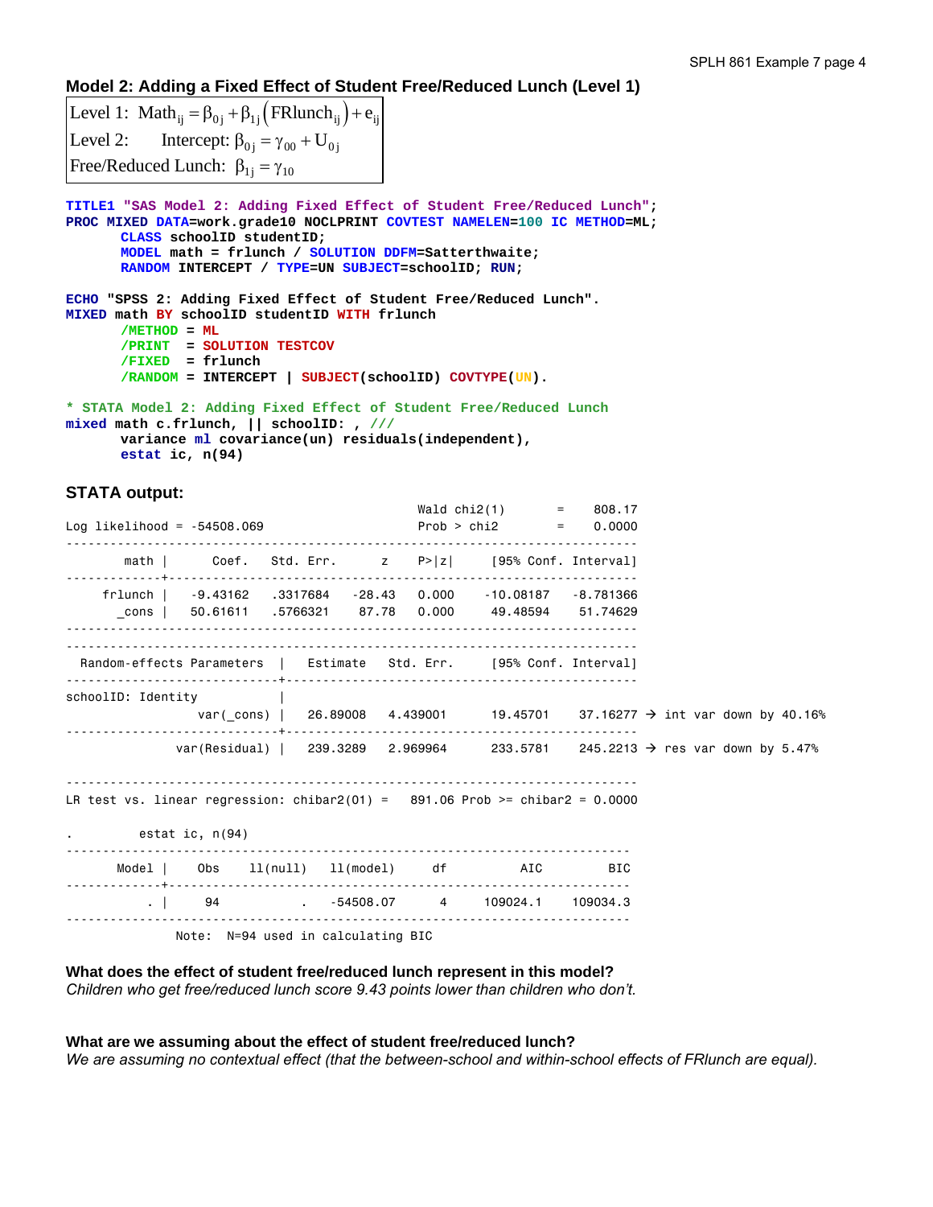## Model 2: Adding a Fixed Effect of Student Free/Reduced Lunch (Level 1)

$$\text{Level 1: } \text{Math}_{ij} = \beta_{0j} + \beta_{1j}\left(\text{FRlunch}_{ij}\right) + e_{ij}$$
$$\text{Level 2: } \quad \text{Intercept: } \beta_{0j} = \gamma_{00} + U_{0j}$$
$$\text{Free/Reduced Lunch: } \beta_{1j} = \gamma_{10}$$

```
TITLE1 "SAS Model 2: Adding Fixed Effect of Student Free/Reduced Lunch";
PROC MIXED DATA=work.grade10 NOCLPRINT COVTEST NAMELEN=100 IC METHOD=ML;
      CLASS schoolID studentID;
      MODEL math = frlunch / SOLUTION DDFM=Satterthwaite;
      RANDOM INTERCEPT / TYPE=UN SUBJECT=schoolID; RUN;

ECHO "SPSS 2: Adding Fixed Effect of Student Free/Reduced Lunch".
MIXED math BY schoolID studentID WITH frlunch
      /METHOD = ML
      /PRINT  = SOLUTION TESTCOV
      /FIXED  = frlunch
      /RANDOM = INTERCEPT | SUBJECT(schoolID) COVTYPE(UN).

* STATA Model 2: Adding Fixed Effect of Student Free/Reduced Lunch
mixed math c.frlunch, || schoolID: , ///
      variance ml covariance(un) residuals(independent),
      estat ic, n(94)
```

### STATA output:

```
                                                Wald chi2(1)      =    808.17
Log likelihood = -54508.069                     Prob > chi2       =    0.0000

------------------------------------------------------------------------------
        math |      Coef.   Std. Err.      z    P>|z|     [95% Conf. Interval]
-------------+----------------------------------------------------------------
     frlunch |   -9.43162   .3317684   -28.43   0.000    -10.08187   -8.781366
       _cons |   50.61611   .5766321    87.78   0.000     49.48594    51.74629
------------------------------------------------------------------------------

------------------------------------------------------------------------------
  Random-effects Parameters  |   Estimate   Std. Err.     [95% Conf. Interval]
-----------------------------+------------------------------------------------
schoolID: Identity           |
                  var(_cons) |   26.89008   4.439001      19.45701    37.16277 → int var down by 40.16%
-----------------------------+------------------------------------------------
               var(Residual) |   239.3289   2.969964      233.5781    245.2213 → res var down by 5.47%
------------------------------------------------------------------------------
LR test vs. linear regression: chibar2(01) =   891.06 Prob >= chibar2 = 0.0000

.         estat ic, n(94)
-----------------------------------------------------------------------------
       Model |    Obs    ll(null)   ll(model)     df          AIC         BIC
-------------+---------------------------------------------------------------
           . |     94           .   -54508.07      4     109024.1    109034.3
-----------------------------------------------------------------------------
               Note:  N=94 used in calculating BIC
```

**What does the effect of student free/reduced lunch represent in this model?**
*Children who get free/reduced lunch score 9.43 points lower than children who don't.*

**What are we assuming about the effect of student free/reduced lunch?**
*We are assuming no contextual effect (that the between-school and within-school effects of FRlunch are equal).*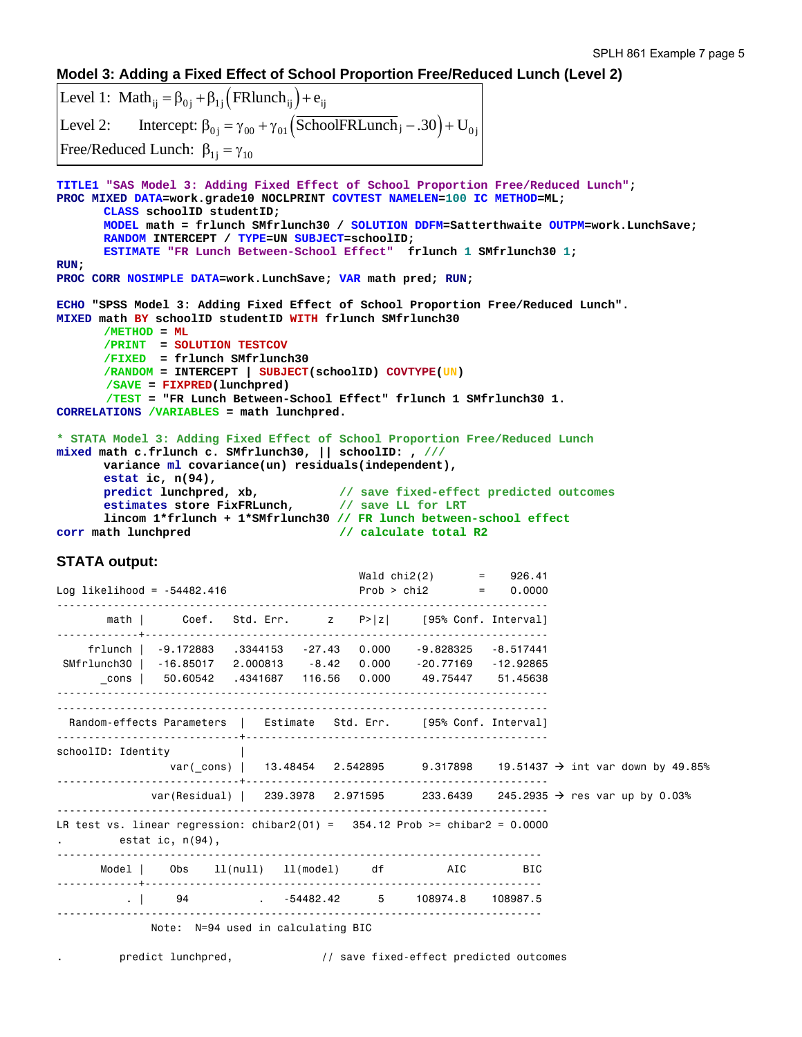## Model 3: Adding a Fixed Effect of School Proportion Free/Reduced Lunch (Level 2)

$$\text{Level 1: } \text{Math}_{ij} = \beta_{0j} + \beta_{1j}\left(\text{FRlunch}_{ij}\right) + e_{ij}$$

$$\text{Level 2: } \quad \text{Intercept: } \beta_{0j} = \gamma_{00} + \gamma_{01}\left(\text{SchoolFRLunch}_j - .30\right) + U_{0j}$$

$$\text{Free/Reduced Lunch: } \beta_{1j} = \gamma_{10}$$

```
TITLE1 "SAS Model 3: Adding Fixed Effect of School Proportion Free/Reduced Lunch";
PROC MIXED DATA=work.grade10 NOCLPRINT COVTEST NAMELEN=100 IC METHOD=ML;
      CLASS schoolID studentID;
      MODEL math = frlunch SMfrlunch30 / SOLUTION DDFM=Satterthwaite OUTPM=work.LunchSave;
      RANDOM INTERCEPT / TYPE=UN SUBJECT=schoolID;
      ESTIMATE "FR Lunch Between-School Effect"  frlunch 1 SMfrlunch30 1;
RUN;
PROC CORR NOSIMPLE DATA=work.LunchSave; VAR math pred; RUN;

ECHO "SPSS Model 3: Adding Fixed Effect of School Proportion Free/Reduced Lunch".
MIXED math BY schoolID studentID WITH frlunch SMfrlunch30
      /METHOD = ML
      /PRINT  = SOLUTION TESTCOV
      /FIXED  = frlunch SMfrlunch30
      /RANDOM = INTERCEPT | SUBJECT(schoolID) COVTYPE(UN)
       /SAVE = FIXPRED(lunchpred)
       /TEST = "FR Lunch Between-School Effect" frlunch 1 SMfrlunch30 1.
CORRELATIONS /VARIABLES = math lunchpred.

* STATA Model 3: Adding Fixed Effect of School Proportion Free/Reduced Lunch
mixed math c.frlunch c. SMfrlunch30, || schoolID: , ///
      variance ml covariance(un) residuals(independent),
      estat ic, n(94),
      predict lunchpred, xb,          // save fixed-effect predicted outcomes
      estimates store FixFRLunch,     // save LL for LRT
      lincom 1*frlunch + 1*SMfrlunch30 // FR lunch between-school effect
corr math lunchpred                   // calculate total R2
```

### STATA output:

```
                                                Wald chi2(2)      =    926.41
Log likelihood = -54482.416                     Prob > chi2       =    0.0000

------------------------------------------------------------------------------
        math |      Coef.   Std. Err.      z    P>|z|     [95% Conf. Interval]
-------------+----------------------------------------------------------------
     frlunch |  -9.172883   .3344153   -27.43   0.000    -9.828325   -8.517441
 SMfrlunch30 |  -16.85017   2.000813    -8.42   0.000    -20.77169   -12.92865
       _cons |   50.60542   .4341687   116.56   0.000     49.75447    51.45638
------------------------------------------------------------------------------

------------------------------------------------------------------------------
  Random-effects Parameters  |   Estimate   Std. Err.     [95% Conf. Interval]
-----------------------------+------------------------------------------------
schoolID: Identity           |
                  var(_cons) |   13.48454   2.542895      9.317898    19.51437 → int var down by 49.85%
-----------------------------+------------------------------------------------
               var(Residual) |   239.3978   2.971595      233.6439    245.2935 → res var up by 0.03%
------------------------------------------------------------------------------
LR test vs. linear regression: chibar2(01) =   354.12 Prob >= chibar2 = 0.0000
.         estat ic, n(94),

-----------------------------------------------------------------------------
       Model |    Obs    ll(null)   ll(model)     df          AIC         BIC
-------------+---------------------------------------------------------------
           . |     94           .   -54482.42      5     108974.8    108987.5
-----------------------------------------------------------------------------
               Note:  N=94 used in calculating BIC

.         predict lunchpred,             // save fixed-effect predicted outcomes
```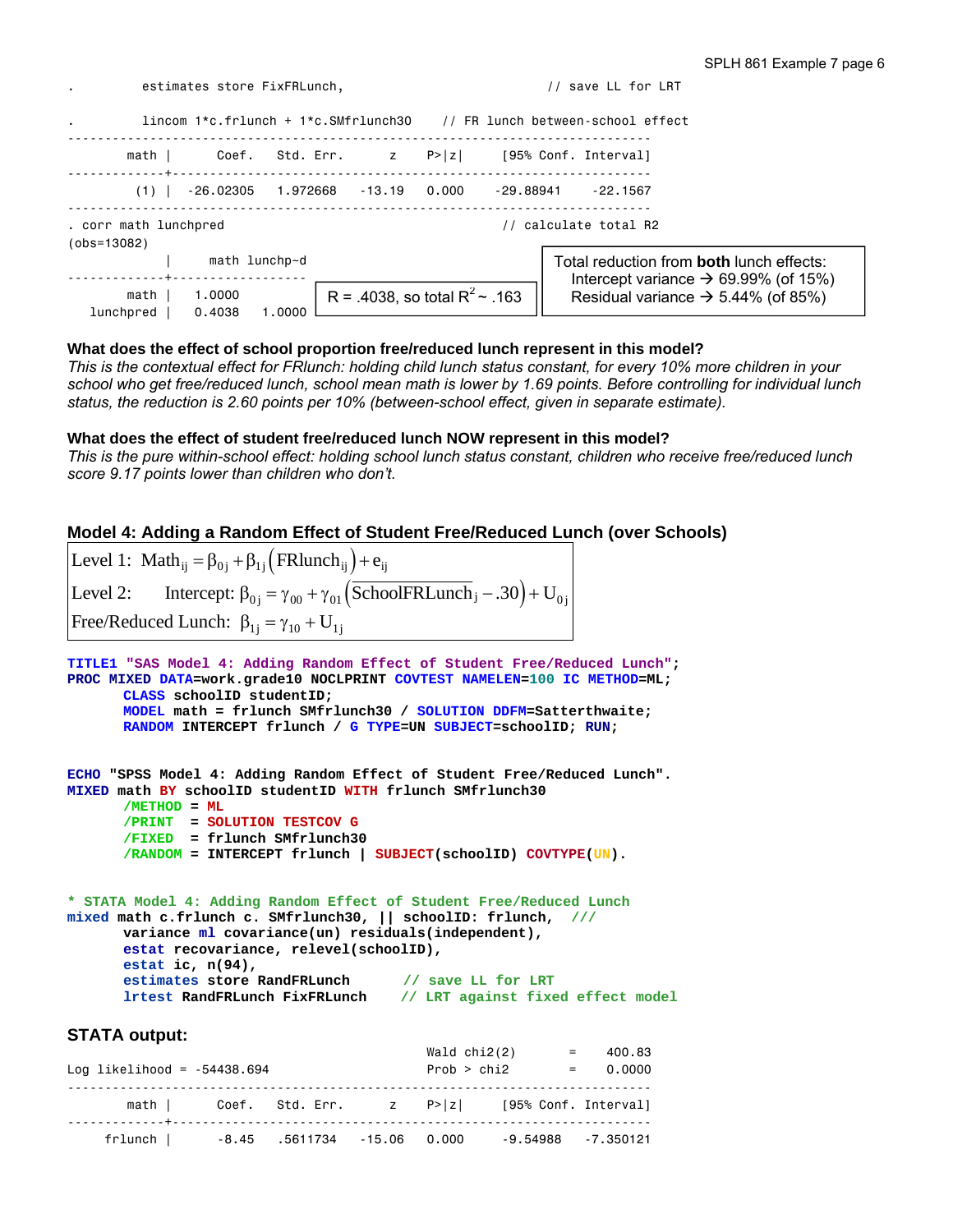```
.         estimates store FixFRLunch,                               // save LL for LRT

.         lincom 1*c.frlunch + 1*c.SMfrlunch30    // FR lunch between-school effect
------------------------------------------------------------------------------
        math |      Coef.   Std. Err.      z    P>|z|     [95% Conf. Interval]
-------------+----------------------------------------------------------------
         (1) |  -26.02305   1.972668   -13.19   0.000    -29.88941    -22.1567
------------------------------------------------------------------------------
. corr math lunchpred                                         // calculate total R2
(obs=13082)
             |     math lunchp~d
-------------+------------------
        math |   1.0000
   lunchpred |   0.4038   1.0000
```

R = .4038, so total $R^2$ ~ .163

Total reduction from **both** lunch effects:
Intercept variance → 69.99% (of 15%)
Residual variance → 5.44% (of 85%)

**What does the effect of school proportion free/reduced lunch represent in this model?**
*This is the contextual effect for FRlunch: holding child lunch status constant, for every 10% more children in your school who get free/reduced lunch, school mean math is lower by 1.69 points. Before controlling for individual lunch status, the reduction is 2.60 points per 10% (between-school effect, given in separate estimate).*

**What does the effect of student free/reduced lunch NOW represent in this model?**
*This is the pure within-school effect: holding school lunch status constant, children who receive free/reduced lunch score 9.17 points lower than children who don't.*

## Model 4: Adding a Random Effect of Student Free/Reduced Lunch (over Schools)

$$\text{Level 1: } \text{Math}_{ij} = \beta_{0j} + \beta_{1j}\left(\text{FRlunch}_{ij}\right) + e_{ij}$$

$$\text{Level 2: } \quad \text{Intercept: } \beta_{0j} = \gamma_{00} + \gamma_{01}\left(\text{SchoolFRLunch}_j - .30\right) + U_{0j}$$

$$\text{Free/Reduced Lunch: } \beta_{1j} = \gamma_{10} + U_{1j}$$

```
TITLE1 "SAS Model 4: Adding Random Effect of Student Free/Reduced Lunch";
PROC MIXED DATA=work.grade10 NOCLPRINT COVTEST NAMELEN=100 IC METHOD=ML;
      CLASS schoolID studentID;
      MODEL math = frlunch SMfrlunch30 / SOLUTION DDFM=Satterthwaite;
      RANDOM INTERCEPT frlunch / G TYPE=UN SUBJECT=schoolID; RUN;
```

```
ECHO "SPSS Model 4: Adding Random Effect of Student Free/Reduced Lunch".
MIXED math BY schoolID studentID WITH frlunch SMfrlunch30
      /METHOD = ML
      /PRINT  = SOLUTION TESTCOV G
      /FIXED  = frlunch SMfrlunch30
      /RANDOM = INTERCEPT frlunch | SUBJECT(schoolID) COVTYPE(UN).
```

```
* STATA Model 4: Adding Random Effect of Student Free/Reduced Lunch
mixed math c.frlunch c. SMfrlunch30, || schoolID: frlunch,  ///
      variance ml covariance(un) residuals(independent),
      estat recovariance, relevel(schoolID),
      estat ic, n(94),
      estimates store RandFRLunch      // save LL for LRT
      lrtest RandFRLunch FixFRLunch    // LRT against fixed effect model
```

### STATA output:

```
                                                Wald chi2(2)      =     400.83
Log likelihood = -54438.694                     Prob > chi2       =     0.0000
------------------------------------------------------------------------------
        math |      Coef.   Std. Err.      z    P>|z|     [95% Conf. Interval]
-------------+----------------------------------------------------------------
     frlunch |      -8.45   .5611734   -15.06   0.000     -9.54988   -7.350121
```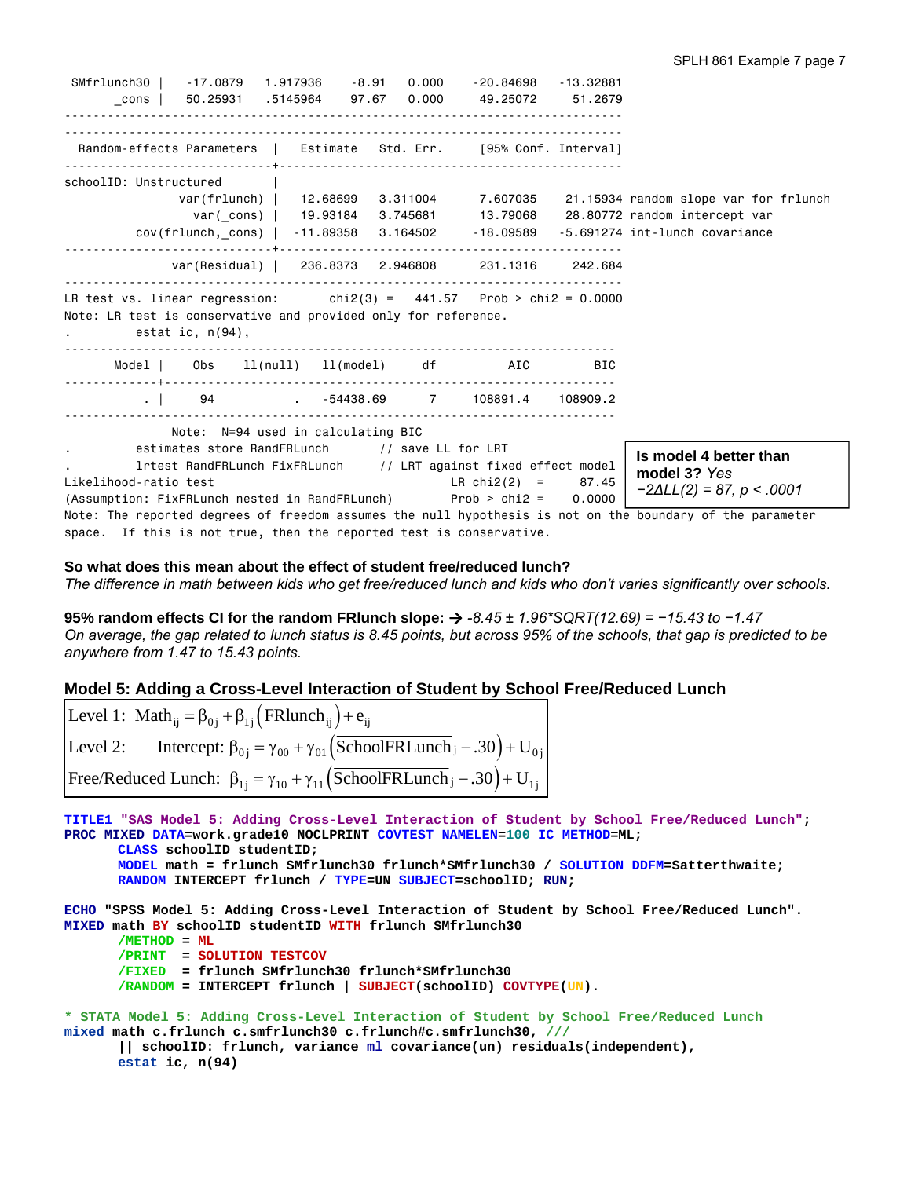```
 SMfrlunch30 |   -17.0879   1.917936    -8.91   0.000    -20.84698   -13.32881
       _cons |   50.25931   .5145964    97.67   0.000     49.25072    51.2679
------------------------------------------------------------------------------
------------------------------------------------------------------------------
  Random-effects Parameters  |   Estimate   Std. Err.     [95% Conf. Interval]
-----------------------------+------------------------------------------------
schoolID: Unstructured       |
               var(frlunch) |   12.68699   3.311004      7.607035    21.15934 random slope var for frlunch
                 var(_cons) |   19.93184   3.745681      13.79068    28.80772 random intercept var
          cov(frlunch,_cons) |  -11.89358   3.164502     -18.09589   -5.691274 int-lunch covariance
-----------------------------+------------------------------------------------
              var(Residual) |   236.8373   2.946808      231.1316     242.684
------------------------------------------------------------------------------
LR test vs. linear regression:       chi2(3) =   441.57   Prob > chi2 = 0.0000
Note: LR test is conservative and provided only for reference.
.        estat ic, n(94),
-----------------------------------------------------------------------------
       Model |    Obs    ll(null)   ll(model)     df          AIC         BIC
-------------+---------------------------------------------------------------
           . |     94           .   -54438.69      7     108891.4    108909.2
-----------------------------------------------------------------------------
              Note:  N=94 used in calculating BIC
.        estimates store RandFRLunch       // save LL for LRT
.        lrtest RandFRLunch FixFRLunch     // LRT against fixed effect model
Likelihood-ratio test                                 LR chi2(2)  =     87.45
(Assumption: FixFRLunch nested in RandFRLunch)        Prob > chi2 =    0.0000
Note: The reported degrees of freedom assumes the null hypothesis is not on the boundary of the parameter
space.  If this is not true, then the reported test is conservative.
```

**Is model 4 better than model 3?** *Yes*
*−2ΔLL(2) = 87, p < .0001*

**So what does this mean about the effect of student free/reduced lunch?**
*The difference in math between kids who get free/reduced lunch and kids who don't varies significantly over schools.*

**95% random effects CI for the random FRlunch slope: →** *-8.45 ± 1.96\*SQRT(12.69) = −15.43 to −1.47*
*On average, the gap related to lunch status is 8.45 points, but across 95% of the schools, that gap is predicted to be anywhere from 1.47 to 15.43 points.*

### Model 5: Adding a Cross-Level Interaction of Student by School Free/Reduced Lunch

$$\text{Level 1: } \text{Math}_{ij} = \beta_{0j} + \beta_{1j}\left(\text{FRlunch}_{ij}\right) + e_{ij}$$

$$\text{Level 2: } \quad \text{Intercept: } \beta_{0j} = \gamma_{00} + \gamma_{01}\left(\overline{\text{SchoolFRLunch}}_j - .30\right) + U_{0j}$$

$$\text{Free/Reduced Lunch: } \beta_{1j} = \gamma_{10} + \gamma_{11}\left(\overline{\text{SchoolFRLunch}}_j - .30\right) + U_{1j}$$

```
TITLE1 "SAS Model 5: Adding Cross-Level Interaction of Student by School Free/Reduced Lunch";
PROC MIXED DATA=work.grade10 NOCLPRINT COVTEST NAMELEN=100 IC METHOD=ML;
      CLASS schoolID studentID;
      MODEL math = frlunch SMfrlunch30 frlunch*SMfrlunch30 / SOLUTION DDFM=Satterthwaite;
      RANDOM INTERCEPT frlunch / TYPE=UN SUBJECT=schoolID; RUN;

ECHO "SPSS Model 5: Adding Cross-Level Interaction of Student by School Free/Reduced Lunch".
MIXED math BY schoolID studentID WITH frlunch SMfrlunch30
      /METHOD = ML
      /PRINT  = SOLUTION TESTCOV
      /FIXED  = frlunch SMfrlunch30 frlunch*SMfrlunch30
      /RANDOM = INTERCEPT frlunch | SUBJECT(schoolID) COVTYPE(UN).

* STATA Model 5: Adding Cross-Level Interaction of Student by School Free/Reduced Lunch
mixed math c.frlunch c.smfrlunch30 c.frlunch#c.smfrlunch30, ///
      || schoolID: frlunch, variance ml covariance(un) residuals(independent),
      estat ic, n(94)
```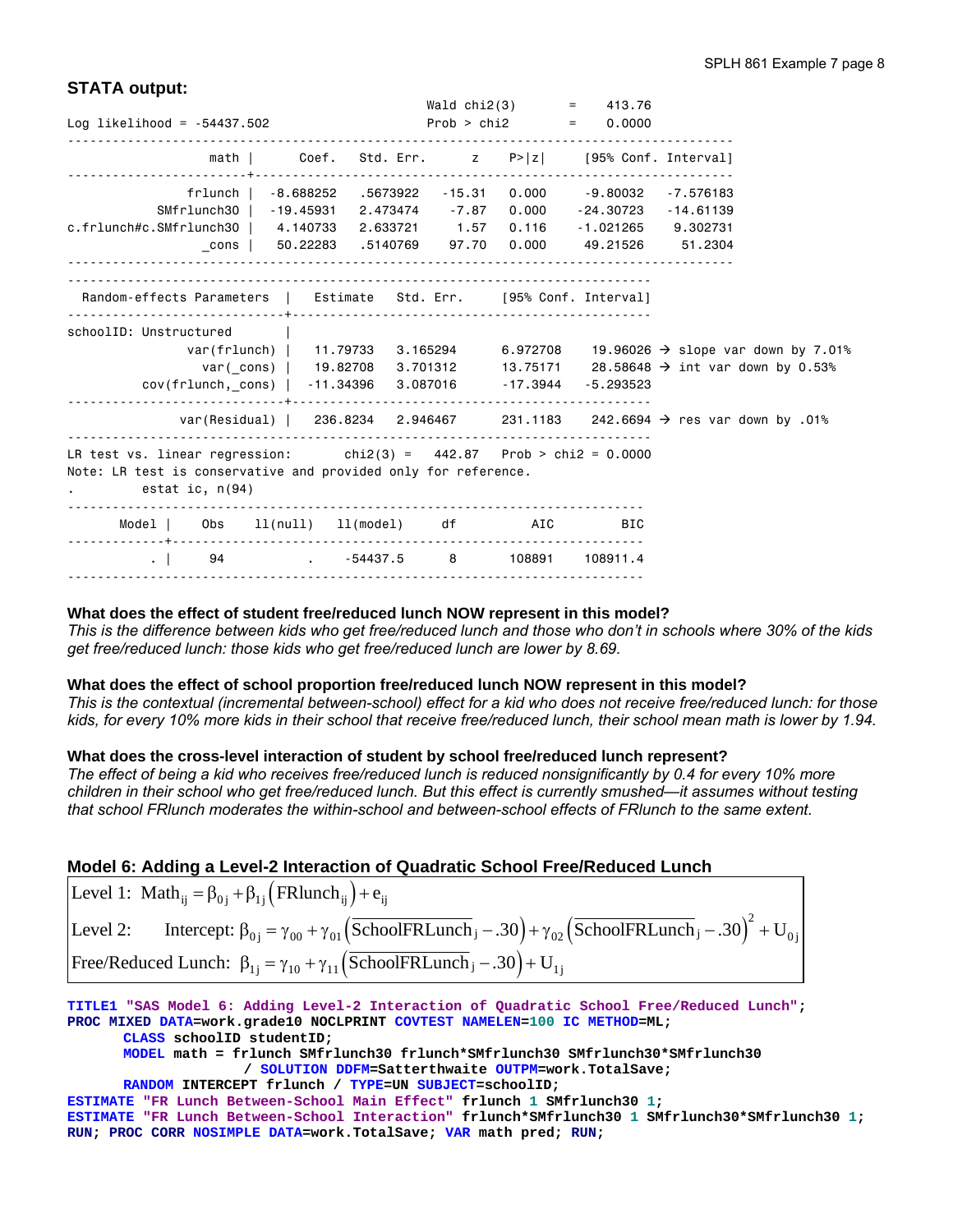### STATA output:

```
                                                Wald chi2(3)      =    413.76
Log likelihood = -54437.502                     Prob > chi2       =    0.0000
------------------------------------------------------------------------------
                 math |      Coef.   Std. Err.      z    P>|z|     [95% Conf. Interval]
----------------------+-------------------------------------------------------
               frlunch |  -8.688252   .5673922   -15.31   0.000    -9.80032   -7.576183
            SMfrlunch30 |  -19.45931   2.473474    -7.87   0.000   -24.30723  -14.61139
c.frlunch#c.SMfrlunch30 |   4.140733   2.633721     1.57   0.116   -1.021265   9.302731
                 _cons |   50.22283   .5140769    97.70   0.000    49.21526    51.2304
------------------------------------------------------------------------------

------------------------------------------------------------------------------
  Random-effects Parameters  |   Estimate   Std. Err.     [95% Conf. Interval]
-----------------------------+------------------------------------------------
schoolID: Unstructured       |
                var(frlunch) |   11.79733   3.165294      6.972708    19.96026 → slope var down by 7.01%
                  var(_cons) |   19.82708   3.701312      13.75171    28.58648 → int var down by 0.53%
           cov(frlunch,_cons) |  -11.34396   3.087016      -17.3944   -5.293523
-----------------------------+------------------------------------------------
               var(Residual) |   236.8234   2.946467      231.1183    242.6694 → res var down by .01%
------------------------------------------------------------------------------
LR test vs. linear regression:      chi2(3) =   442.87   Prob > chi2 = 0.0000
Note: LR test is conservative and provided only for reference.
.         estat ic, n(94)
-----------------------------------------------------------------------------
       Model |    Obs    ll(null)   ll(model)     df          AIC         BIC
-------------+---------------------------------------------------------------
           . |     94           .    -54437.5      8       108891    108911.4
-----------------------------------------------------------------------------
```

**What does the effect of student free/reduced lunch NOW represent in this model?**
*This is the difference between kids who get free/reduced lunch and those who don't in schools where 30% of the kids get free/reduced lunch: those kids who get free/reduced lunch are lower by 8.69.*

**What does the effect of school proportion free/reduced lunch NOW represent in this model?**
*This is the contextual (incremental between-school) effect for a kid who does not receive free/reduced lunch: for those kids, for every 10% more kids in their school that receive free/reduced lunch, their school mean math is lower by 1.94.*

**What does the cross-level interaction of student by school free/reduced lunch represent?**
*The effect of being a kid who receives free/reduced lunch is reduced nonsignificantly by 0.4 for every 10% more children in their school who get free/reduced lunch. But this effect is currently smushed—it assumes without testing that school FRlunch moderates the within-school and between-school effects of FRlunch to the same extent.*

### Model 6: Adding a Level-2 Interaction of Quadratic School Free/Reduced Lunch

Level 1: $\text{Math}_{ij} = \beta_{0j} + \beta_{1j}\left(\text{FRlunch}_{ij}\right) + e_{ij}$

Level 2: Intercept: $\beta_{0j} = \gamma_{00} + \gamma_{01}\left(\overline{\text{SchoolFRLunch}}_{j} - .30\right) + \gamma_{02}\left(\overline{\text{SchoolFRLunch}}_{j} - .30\right)^2 + U_{0j}$

Free/Reduced Lunch: $\beta_{1j} = \gamma_{10} + \gamma_{11}\left(\overline{\text{SchoolFRLunch}}_{j} - .30\right) + U_{1j}$

```
TITLE1 "SAS Model 6: Adding Level-2 Interaction of Quadratic School Free/Reduced Lunch";
PROC MIXED DATA=work.grade10 NOCLPRINT COVTEST NAMELEN=100 IC METHOD=ML;
      CLASS schoolID studentID;
      MODEL math = frlunch SMfrlunch30 frlunch*SMfrlunch30 SMfrlunch30*SMfrlunch30
                  / SOLUTION DDFM=Satterthwaite OUTPM=work.TotalSave;
      RANDOM INTERCEPT frlunch / TYPE=UN SUBJECT=schoolID;
ESTIMATE "FR Lunch Between-School Main Effect" frlunch 1 SMfrlunch30 1;
ESTIMATE "FR Lunch Between-School Interaction" frlunch*SMfrlunch30 1 SMfrlunch30*SMfrlunch30 1;
RUN; PROC CORR NOSIMPLE DATA=work.TotalSave; VAR math pred; RUN;
```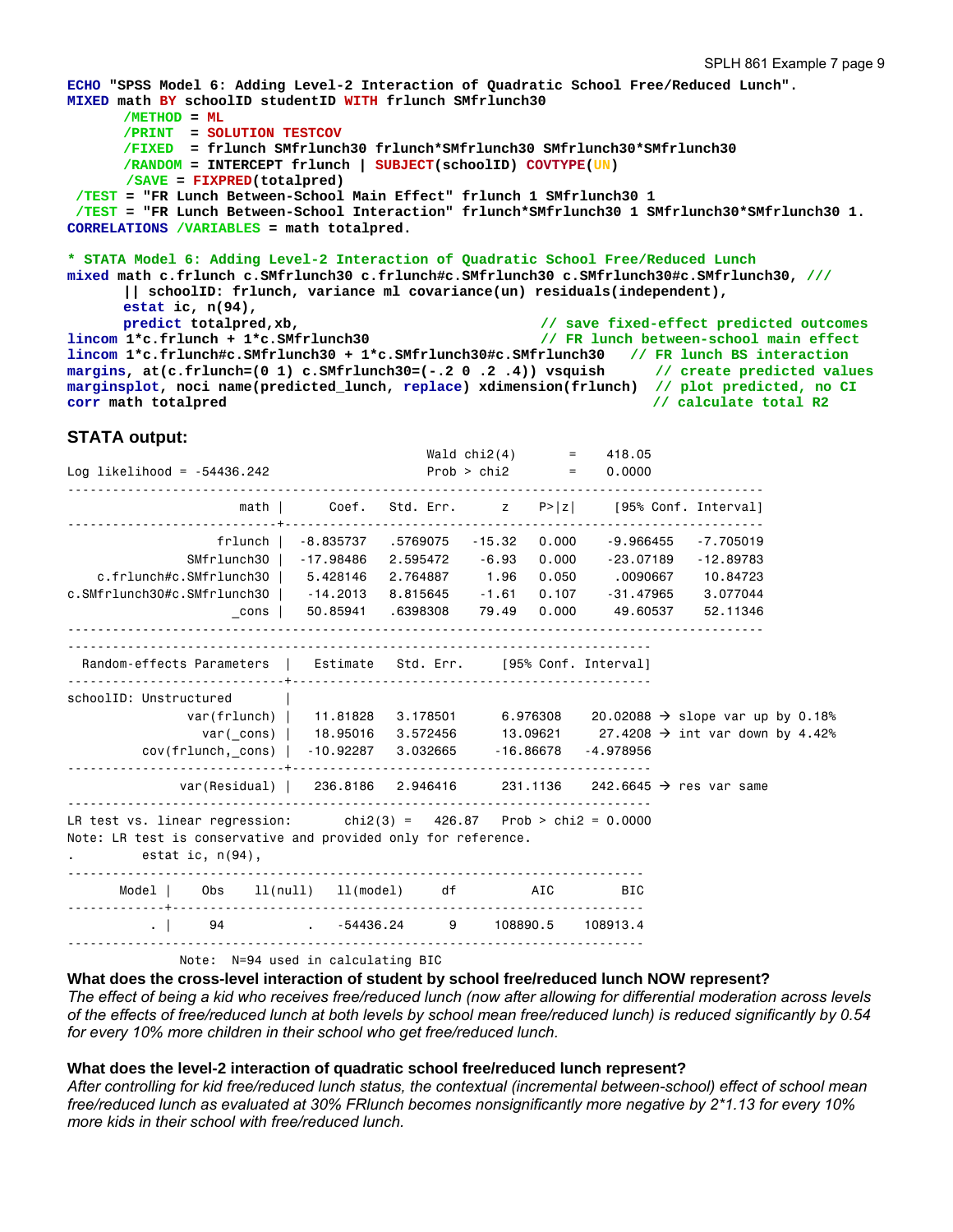```
ECHO "SPSS Model 6: Adding Level-2 Interaction of Quadratic School Free/Reduced Lunch".
MIXED math BY schoolID studentID WITH frlunch SMfrlunch30
      /METHOD = ML
      /PRINT  = SOLUTION TESTCOV
      /FIXED  = frlunch SMfrlunch30 frlunch*SMfrlunch30 SMfrlunch30*SMfrlunch30
      /RANDOM = INTERCEPT frlunch | SUBJECT(schoolID) COVTYPE(UN)
      /SAVE = FIXPRED(totalpred)
 /TEST = "FR Lunch Between-School Main Effect" frlunch 1 SMfrlunch30 1
 /TEST = "FR Lunch Between-School Interaction" frlunch*SMfrlunch30 1 SMfrlunch30*SMfrlunch30 1.
CORRELATIONS /VARIABLES = math totalpred.

* STATA Model 6: Adding Level-2 Interaction of Quadratic School Free/Reduced Lunch
mixed math c.frlunch c.SMfrlunch30 c.frlunch#c.SMfrlunch30 c.SMfrlunch30#c.SMfrlunch30, ///
      || schoolID: frlunch, variance ml covariance(un) residuals(independent),
      estat ic, n(94),
      predict totalpred,xb,                          // save fixed-effect predicted outcomes
lincom 1*c.frlunch + 1*c.SMfrlunch30                 // FR lunch between-school main effect
lincom 1*c.frlunch#c.SMfrlunch30 + 1*c.SMfrlunch30#c.SMfrlunch30   // FR lunch BS interaction
margins, at(c.frlunch=(0 1) c.SMfrlunch30=(-.2 0 .2 .4)) vsquish      // create predicted values
marginsplot, noci name(predicted_lunch, replace) xdimension(frlunch)  // plot predicted, no CI
corr math totalpred                                                   // calculate total R2
```

**STATA output:**

```
                                                Wald chi2(4)      =    418.05
Log likelihood = -54436.242                     Prob > chi2       =    0.0000

------------------------------------------------------------------------------------------
                     math |      Coef.   Std. Err.      z    P>|z|     [95% Conf. Interval]
--------------------------+---------------------------------------------------------------
                  frlunch |  -8.835737   .5769075   -15.32   0.000    -9.966455   -7.705019
              SMfrlunch30 |  -17.98486   2.595472    -6.93   0.000    -23.07189   -12.89783
    c.frlunch#c.SMfrlunch30 |   5.428146   2.764887     1.96   0.050     .0090667    10.84723
c.SMfrlunch30#c.SMfrlunch30 |   -14.2013   8.815645    -1.61   0.107    -31.47965    3.077044
                    _cons |   50.85941   .6398308    79.49   0.000     49.60537    52.11346
------------------------------------------------------------------------------------------

------------------------------------------------------------------------------
  Random-effects Parameters  |   Estimate   Std. Err.     [95% Conf. Interval]
-----------------------------+------------------------------------------------
schoolID: Unstructured       |
               var(frlunch)  |   11.81828   3.178501      6.976308    20.02088 → slope var up by 0.18%
                  var(_cons) |   18.95016   3.572456      13.09621     27.4208 → int var down by 4.42%
          cov(frlunch,_cons) |  -10.92287   3.032665     -16.86678   -4.978956
-----------------------------+------------------------------------------------
               var(Residual) |   236.8186   2.946416      231.1136    242.6645 → res var same
------------------------------------------------------------------------------
LR test vs. linear regression:      chi2(3) =   426.87   Prob > chi2 = 0.0000
Note: LR test is conservative and provided only for reference.
.        estat ic, n(94),
-----------------------------------------------------------------------------
      Model |      Obs    ll(null)   ll(model)      df          AIC        BIC
------------+----------------------------------------------------------------
          . |       94           .   -54436.24       9     108890.5   108913.4
-----------------------------------------------------------------------------
              Note:  N=94 used in calculating BIC
```

**What does the cross-level interaction of student by school free/reduced lunch NOW represent?**

*The effect of being a kid who receives free/reduced lunch (now after allowing for differential moderation across levels of the effects of free/reduced lunch at both levels by school mean free/reduced lunch) is reduced significantly by 0.54 for every 10% more children in their school who get free/reduced lunch.*

**What does the level-2 interaction of quadratic school free/reduced lunch represent?**

*After controlling for kid free/reduced lunch status, the contextual (incremental between-school) effect of school mean free/reduced lunch as evaluated at 30% FRlunch becomes nonsignificantly more negative by 2*1.13 for every 10% more kids in their school with free/reduced lunch.*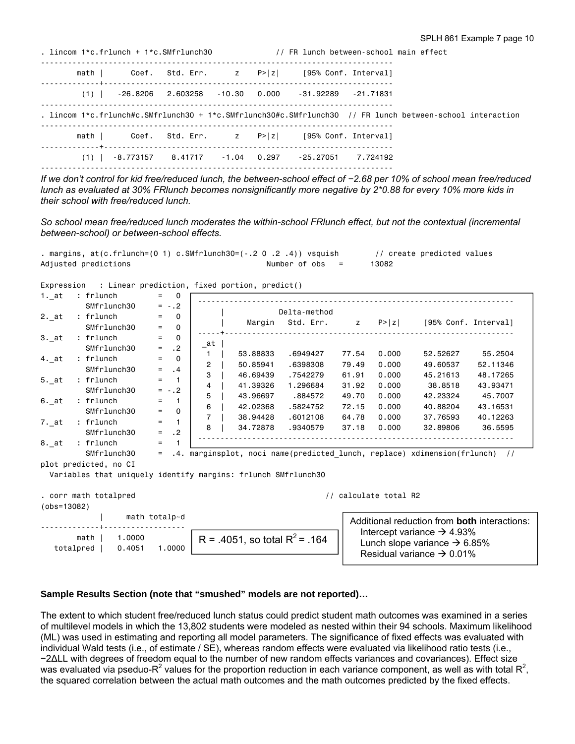```
. lincom 1*c.frlunch + 1*c.SMfrlunch30            // FR lunch between-school main effect
------------------------------------------------------------------------------
        math |      Coef.   Std. Err.      z    P>|z|     [95% Conf. Interval]
-------------+----------------------------------------------------------------
         (1) |   -26.8206   2.603258   -10.30   0.000    -31.92289   -21.71831
------------------------------------------------------------------------------
. lincom 1*c.frlunch#c.SMfrlunch30 + 1*c.SMfrlunch30#c.SMfrlunch30  // FR lunch between-school interaction
------------------------------------------------------------------------------
        math |      Coef.   Std. Err.      z    P>|z|     [95% Conf. Interval]
-------------+----------------------------------------------------------------
         (1) |  -8.773157    8.41717    -1.04   0.297    -25.27051    7.724192
------------------------------------------------------------------------------
```

*If we don't control for kid free/reduced lunch, the between-school effect of −2.68 per 10% of school mean free/reduced lunch as evaluated at 30% FRlunch becomes nonsignificantly more negative by 2\*0.88 for every 10% more kids in their school with free/reduced lunch.*

*So school mean free/reduced lunch moderates the within-school FRlunch effect, but not the contextual (incremental between-school) or between-school effects.*

```
. margins, at(c.frlunch=(0 1) c.SMfrlunch30=(-.2 0 .2 .4)) vsquish        // create predicted values
Adjusted predictions                              Number of obs   =      13082

Expression   : Linear prediction, fixed portion, predict()
1._at    : frlunch          =    0
           SMfrlunch30      =  -.2
2._at    : frlunch          =    0
           SMfrlunch30      =    0
3._at    : frlunch          =    0
           SMfrlunch30      =   .2
4._at    : frlunch          =    0
           SMfrlunch30      =   .4
5._at    : frlunch          =    1
           SMfrlunch30      =  -.2
6._at    : frlunch          =    1
           SMfrlunch30      =    0
7._at    : frlunch          =    1
           SMfrlunch30      =   .2
8._at    : frlunch          =    1
           SMfrlunch30      =   .4

------------------------------------------------------------------------------
             |            Delta-method
             |     Margin   Std. Err.      z    P>|z|     [95% Conf. Interval]
-------------+----------------------------------------------------------------
         _at |
          1  |   53.88833   .6949427    77.54   0.000     52.52627     55.2504
          2  |   50.85941   .6398308    79.49   0.000     49.60537    52.11346
          3  |   46.69439   .7542279    61.91   0.000     45.21613    48.17265
          4  |   41.39326   1.296684    31.92   0.000      38.8518    43.93471
          5  |   43.96697    .884572    49.70   0.000     42.23324     45.7007
          6  |   42.02368   .5824752    72.15   0.000     40.88204    43.16531
          7  |   38.94428   .6012108    64.78   0.000     37.76593    40.12263
          8  |   34.72878   .9340579    37.18   0.000     32.89806     36.5595
------------------------------------------------------------------------------

. marginsplot, noci name(predicted_lunch, replace) xdimension(frlunch)  // plot predicted, no CI
  Variables that uniquely identify margins: frlunch SMfrlunch30

. corr math totalpred                                        // calculate total R2
(obs=13082)

             |     math totalp~d
-------------+------------------
        math |   1.0000
   totalpred |   0.4051   1.0000
```

R = .4051, so total $R^2$ = .164

Additional reduction from **both** interactions:
- Intercept variance → 4.93%
- Lunch slope variance → 6.85%
- Residual variance → 0.01%

**Sample Results Section (note that "smushed" models are not reported)…**

The extent to which student free/reduced lunch status could predict student math outcomes was examined in a series of multilevel models in which the 13,802 students were modeled as nested within their 94 schools. Maximum likelihood (ML) was used in estimating and reporting all model parameters. The significance of fixed effects was evaluated with individual Wald tests (i.e., of estimate / SE), whereas random effects were evaluated via likelihood ratio tests (i.e., −2ΔLL with degrees of freedom equal to the number of new random effects variances and covariances). Effect size was evaluated via pseduo-$R^2$ values for the proportion reduction in each variance component, as well as with total $R^2$, the squared correlation between the actual math outcomes and the math outcomes predicted by the fixed effects.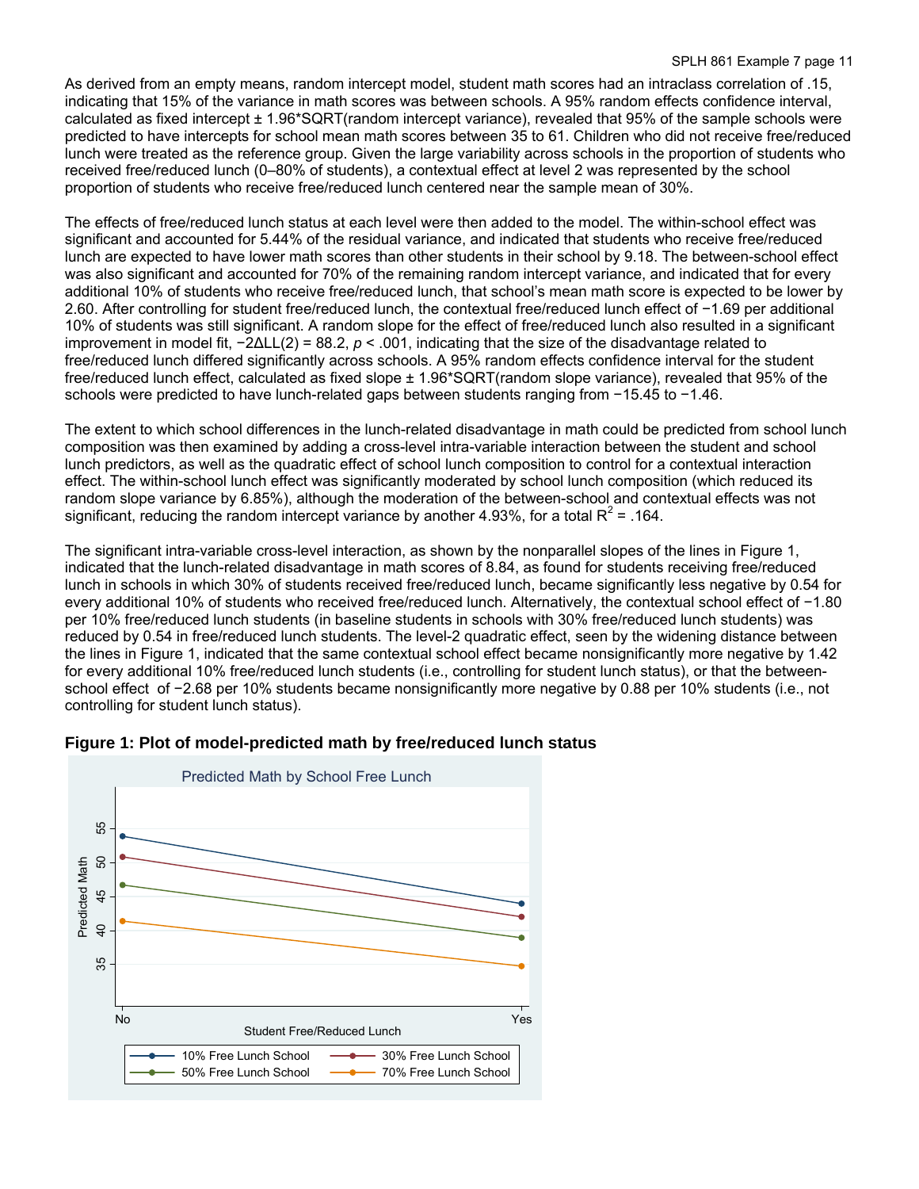As derived from an empty means, random intercept model, student math scores had an intraclass correlation of .15, indicating that 15% of the variance in math scores was between schools. A 95% random effects confidence interval, calculated as fixed intercept ± 1.96*SQRT(random intercept variance), revealed that 95% of the sample schools were predicted to have intercepts for school mean math scores between 35 to 61. Children who did not receive free/reduced lunch were treated as the reference group. Given the large variability across schools in the proportion of students who received free/reduced lunch (0–80% of students), a contextual effect at level 2 was represented by the school proportion of students who receive free/reduced lunch centered near the sample mean of 30%.

The effects of free/reduced lunch status at each level were then added to the model. The within-school effect was significant and accounted for 5.44% of the residual variance, and indicated that students who receive free/reduced lunch are expected to have lower math scores than other students in their school by 9.18. The between-school effect was also significant and accounted for 70% of the remaining random intercept variance, and indicated that for every additional 10% of students who receive free/reduced lunch, that school's mean math score is expected to be lower by 2.60. After controlling for student free/reduced lunch, the contextual free/reduced lunch effect of −1.69 per additional 10% of students was still significant. A random slope for the effect of free/reduced lunch also resulted in a significant improvement in model fit, $-2\Delta LL(2) = 88.2$, $p < .001$, indicating that the size of the disadvantage related to free/reduced lunch differed significantly across schools. A 95% random effects confidence interval for the student free/reduced lunch effect, calculated as fixed slope ± 1.96*SQRT(random slope variance), revealed that 95% of the schools were predicted to have lunch-related gaps between students ranging from −15.45 to −1.46.

The extent to which school differences in the lunch-related disadvantage in math could be predicted from school lunch composition was then examined by adding a cross-level intra-variable interaction between the student and school lunch predictors, as well as the quadratic effect of school lunch composition to control for a contextual interaction effect. The within-school lunch effect was significantly moderated by school lunch composition (which reduced its random slope variance by 6.85%), although the moderation of the between-school and contextual effects was not significant, reducing the random intercept variance by another 4.93%, for a total $R^2 = .164$.

The significant intra-variable cross-level interaction, as shown by the nonparallel slopes of the lines in Figure 1, indicated that the lunch-related disadvantage in math scores of 8.84, as found for students receiving free/reduced lunch in schools in which 30% of students received free/reduced lunch, became significantly less negative by 0.54 for every additional 10% of students who received free/reduced lunch. Alternatively, the contextual school effect of −1.80 per 10% free/reduced lunch students (in baseline students in schools with 30% free/reduced lunch students) was reduced by 0.54 in free/reduced lunch students. The level-2 quadratic effect, seen by the widening distance between the lines in Figure 1, indicated that the same contextual school effect became nonsignificantly more negative by 1.42 for every additional 10% free/reduced lunch students (i.e., controlling for student lunch status), or that the between-school effect of −2.68 per 10% students became nonsignificantly more negative by 0.88 per 10% students (i.e., not controlling for student lunch status).

**Figure 1: Plot of model-predicted math by free/reduced lunch status**

Predicted Math by School Free Lunch

Predicted Math

55
50
45
40
35

No
Yes

Student Free/Reduced Lunch

10% Free Lunch School
30% Free Lunch School
50% Free Lunch School
70% Free Lunch School